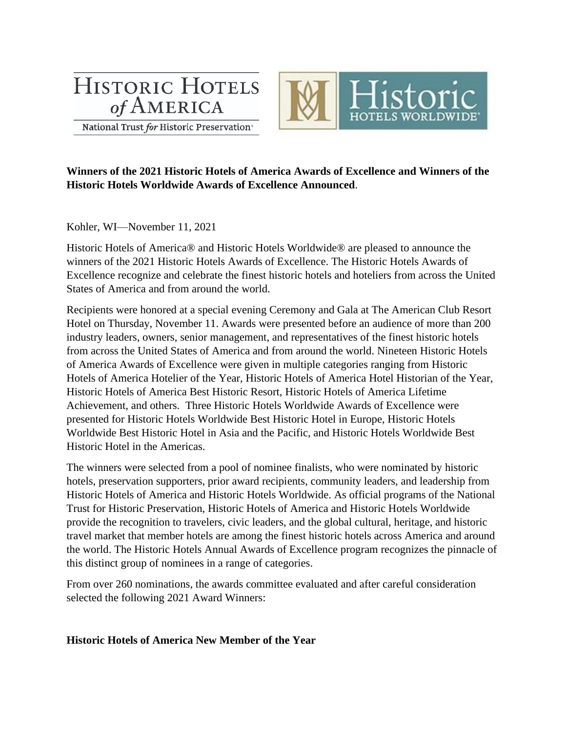**Winners of the 2021 Historic Hotels of America Awards of Excellence and Winners of the Historic Hotels Worldwide Awards of Excellence Announced**.

Kohler, WI—November 11, 2021

Historic Hotels of America® and Historic Hotels Worldwide® are pleased to announce the winners of the 2021 Historic Hotels Awards of Excellence. The Historic Hotels Awards of Excellence recognize and celebrate the finest historic hotels and hoteliers from across the United States of America and from around the world.

Recipients were honored at a special evening Ceremony and Gala at The American Club Resort Hotel on Thursday, November 11. Awards were presented before an audience of more than 200 industry leaders, owners, senior management, and representatives of the finest historic hotels from across the United States of America and from around the world. Nineteen Historic Hotels of America Awards of Excellence were given in multiple categories ranging from Historic Hotels of America Hotelier of the Year, Historic Hotels of America Hotel Historian of the Year, Historic Hotels of America Best Historic Resort, Historic Hotels of America Lifetime Achievement, and others. Three Historic Hotels Worldwide Awards of Excellence were presented for Historic Hotels Worldwide Best Historic Hotel in Europe, Historic Hotels Worldwide Best Historic Hotel in Asia and the Pacific, and Historic Hotels Worldwide Best Historic Hotel in the Americas.

The winners were selected from a pool of nominee finalists, who were nominated by historic hotels, preservation supporters, prior award recipients, community leaders, and leadership from Historic Hotels of America and Historic Hotels Worldwide. As official programs of the National Trust for Historic Preservation, Historic Hotels of America and Historic Hotels Worldwide provide the recognition to travelers, civic leaders, and the global cultural, heritage, and historic travel market that member hotels are among the finest historic hotels across America and around the world. The Historic Hotels Annual Awards of Excellence program recognizes the pinnacle of this distinct group of nominees in a range of categories.

From over 260 nominations, the awards committee evaluated and after careful consideration selected the following 2021 Award Winners:

**Historic Hotels of America New Member of the Year**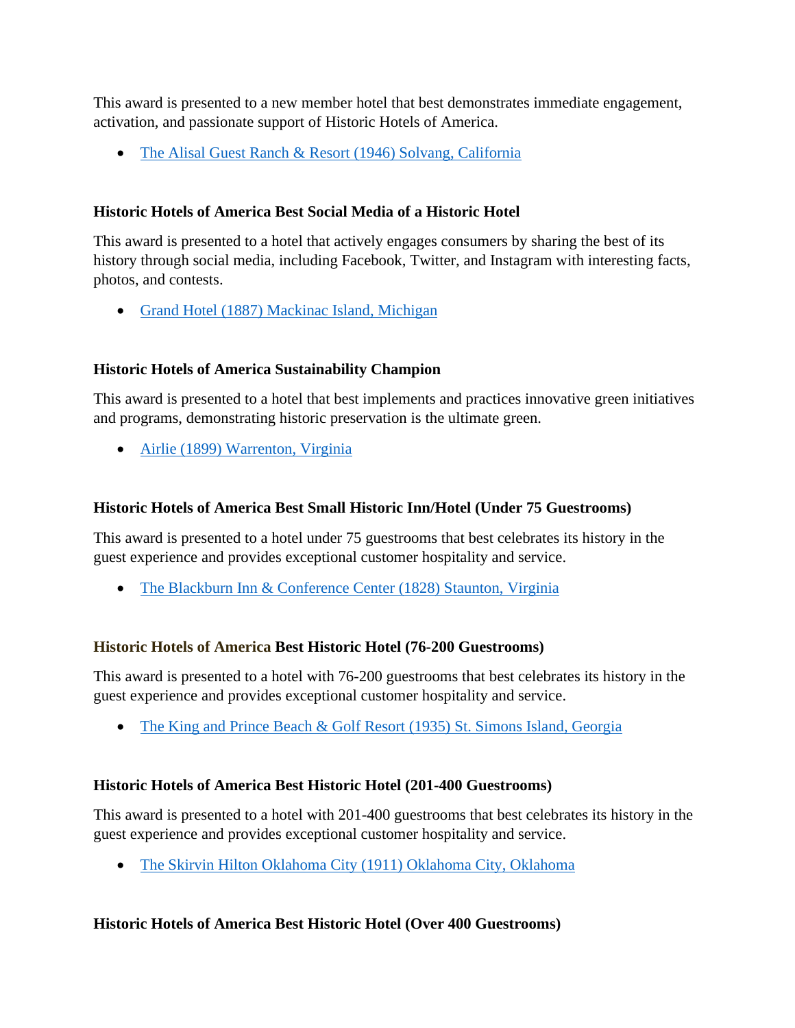This award is presented to a new member hotel that best demonstrates immediate engagement, activation, and passionate support of Historic Hotels of America.

- The Alisal Guest Ranch & Resort (1946) Solvang, California

### Historic Hotels of America Best Social Media of a Historic Hotel

This award is presented to a hotel that actively engages consumers by sharing the best of its history through social media, including Facebook, Twitter, and Instagram with interesting facts, photos, and contests.

- Grand Hotel (1887) Mackinac Island, Michigan

### Historic Hotels of America Sustainability Champion

This award is presented to a hotel that best implements and practices innovative green initiatives and programs, demonstrating historic preservation is the ultimate green.

- Airlie (1899) Warrenton, Virginia

### Historic Hotels of America Best Small Historic Inn/Hotel (Under 75 Guestrooms)

This award is presented to a hotel under 75 guestrooms that best celebrates its history in the guest experience and provides exceptional customer hospitality and service.

- The Blackburn Inn & Conference Center (1828) Staunton, Virginia

### Historic Hotels of America Best Historic Hotel (76-200 Guestrooms)

This award is presented to a hotel with 76-200 guestrooms that best celebrates its history in the guest experience and provides exceptional customer hospitality and service.

- The King and Prince Beach & Golf Resort (1935) St. Simons Island, Georgia

### Historic Hotels of America Best Historic Hotel (201-400 Guestrooms)

This award is presented to a hotel with 201-400 guestrooms that best celebrates its history in the guest experience and provides exceptional customer hospitality and service.

- The Skirvin Hilton Oklahoma City (1911) Oklahoma City, Oklahoma

### Historic Hotels of America Best Historic Hotel (Over 400 Guestrooms)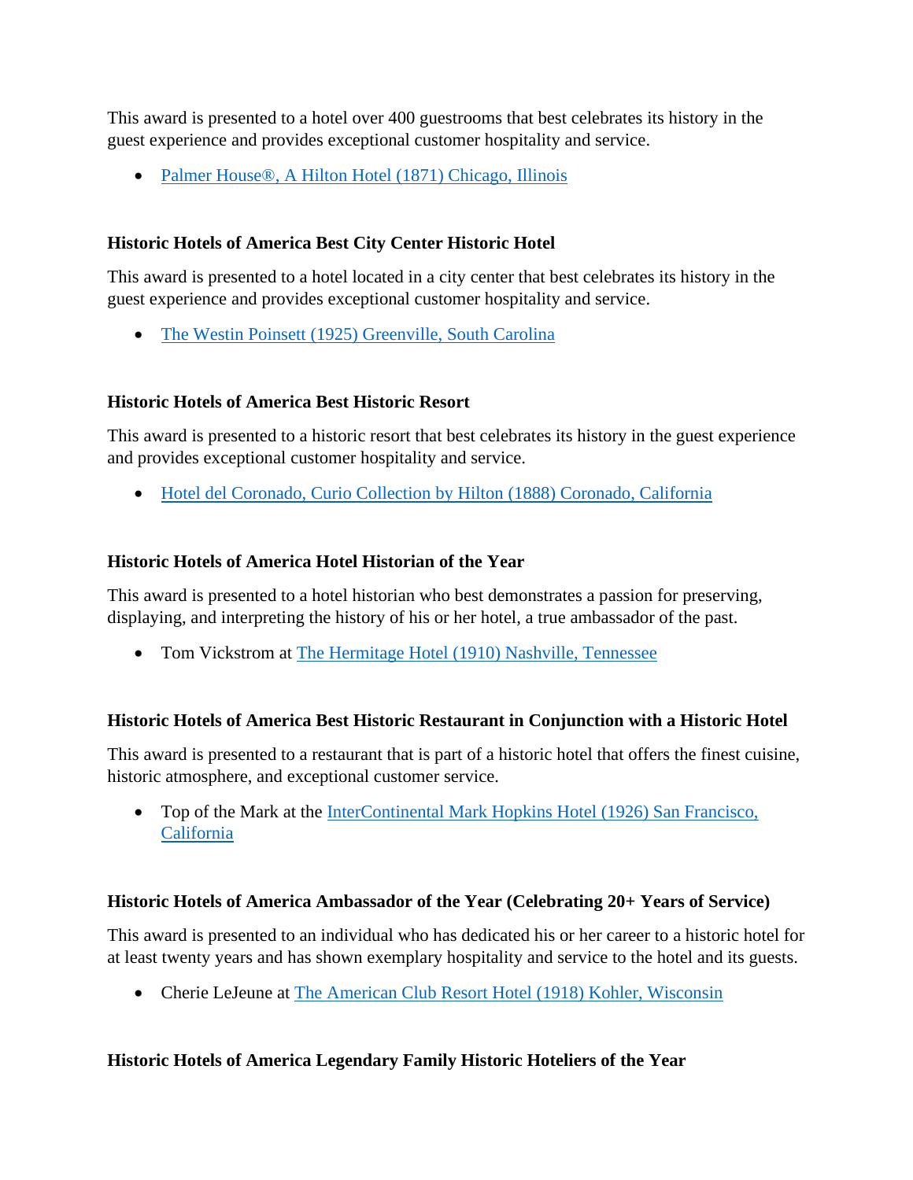This award is presented to a hotel over 400 guestrooms that best celebrates its history in the guest experience and provides exceptional customer hospitality and service.

- Palmer House®, A Hilton Hotel (1871) Chicago, Illinois

### Historic Hotels of America Best City Center Historic Hotel

This award is presented to a hotel located in a city center that best celebrates its history in the guest experience and provides exceptional customer hospitality and service.

- The Westin Poinsett (1925) Greenville, South Carolina

### Historic Hotels of America Best Historic Resort

This award is presented to a historic resort that best celebrates its history in the guest experience and provides exceptional customer hospitality and service.

- Hotel del Coronado, Curio Collection by Hilton (1888) Coronado, California

### Historic Hotels of America Hotel Historian of the Year

This award is presented to a hotel historian who best demonstrates a passion for preserving, displaying, and interpreting the history of his or her hotel, a true ambassador of the past.

- Tom Vickstrom at The Hermitage Hotel (1910) Nashville, Tennessee

### Historic Hotels of America Best Historic Restaurant in Conjunction with a Historic Hotel

This award is presented to a restaurant that is part of a historic hotel that offers the finest cuisine, historic atmosphere, and exceptional customer service.

- Top of the Mark at the InterContinental Mark Hopkins Hotel (1926) San Francisco, California

### Historic Hotels of America Ambassador of the Year (Celebrating 20+ Years of Service)

This award is presented to an individual who has dedicated his or her career to a historic hotel for at least twenty years and has shown exemplary hospitality and service to the hotel and its guests.

- Cherie LeJeune at The American Club Resort Hotel (1918) Kohler, Wisconsin

### Historic Hotels of America Legendary Family Historic Hoteliers of the Year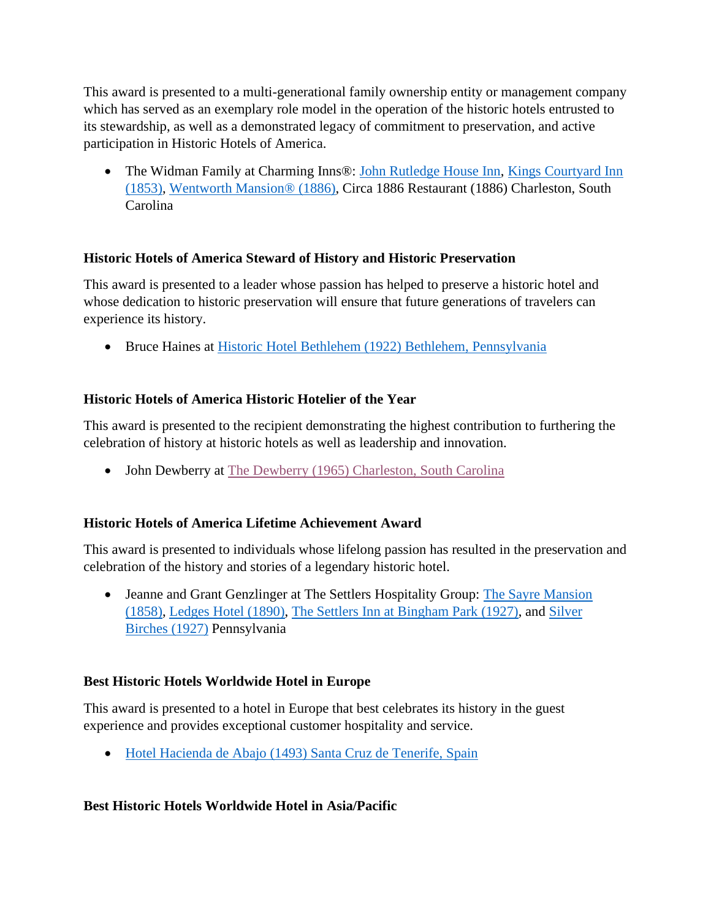This award is presented to a multi-generational family ownership entity or management company which has served as an exemplary role model in the operation of the historic hotels entrusted to its stewardship, as well as a demonstrated legacy of commitment to preservation, and active participation in Historic Hotels of America.

- The Widman Family at Charming Inns®: John Rutledge House Inn, Kings Courtyard Inn (1853), Wentworth Mansion® (1886), Circa 1886 Restaurant (1886) Charleston, South Carolina

**Historic Hotels of America Steward of History and Historic Preservation**

This award is presented to a leader whose passion has helped to preserve a historic hotel and whose dedication to historic preservation will ensure that future generations of travelers can experience its history.

- Bruce Haines at Historic Hotel Bethlehem (1922) Bethlehem, Pennsylvania

**Historic Hotels of America Historic Hotelier of the Year**

This award is presented to the recipient demonstrating the highest contribution to furthering the celebration of history at historic hotels as well as leadership and innovation.

- John Dewberry at The Dewberry (1965) Charleston, South Carolina

**Historic Hotels of America Lifetime Achievement Award**

This award is presented to individuals whose lifelong passion has resulted in the preservation and celebration of the history and stories of a legendary historic hotel.

- Jeanne and Grant Genzlinger at The Settlers Hospitality Group: The Sayre Mansion (1858), Ledges Hotel (1890), The Settlers Inn at Bingham Park (1927), and Silver Birches (1927) Pennsylvania

**Best Historic Hotels Worldwide Hotel in Europe**

This award is presented to a hotel in Europe that best celebrates its history in the guest experience and provides exceptional customer hospitality and service.

- Hotel Hacienda de Abajo (1493) Santa Cruz de Tenerife, Spain

**Best Historic Hotels Worldwide Hotel in Asia/Pacific**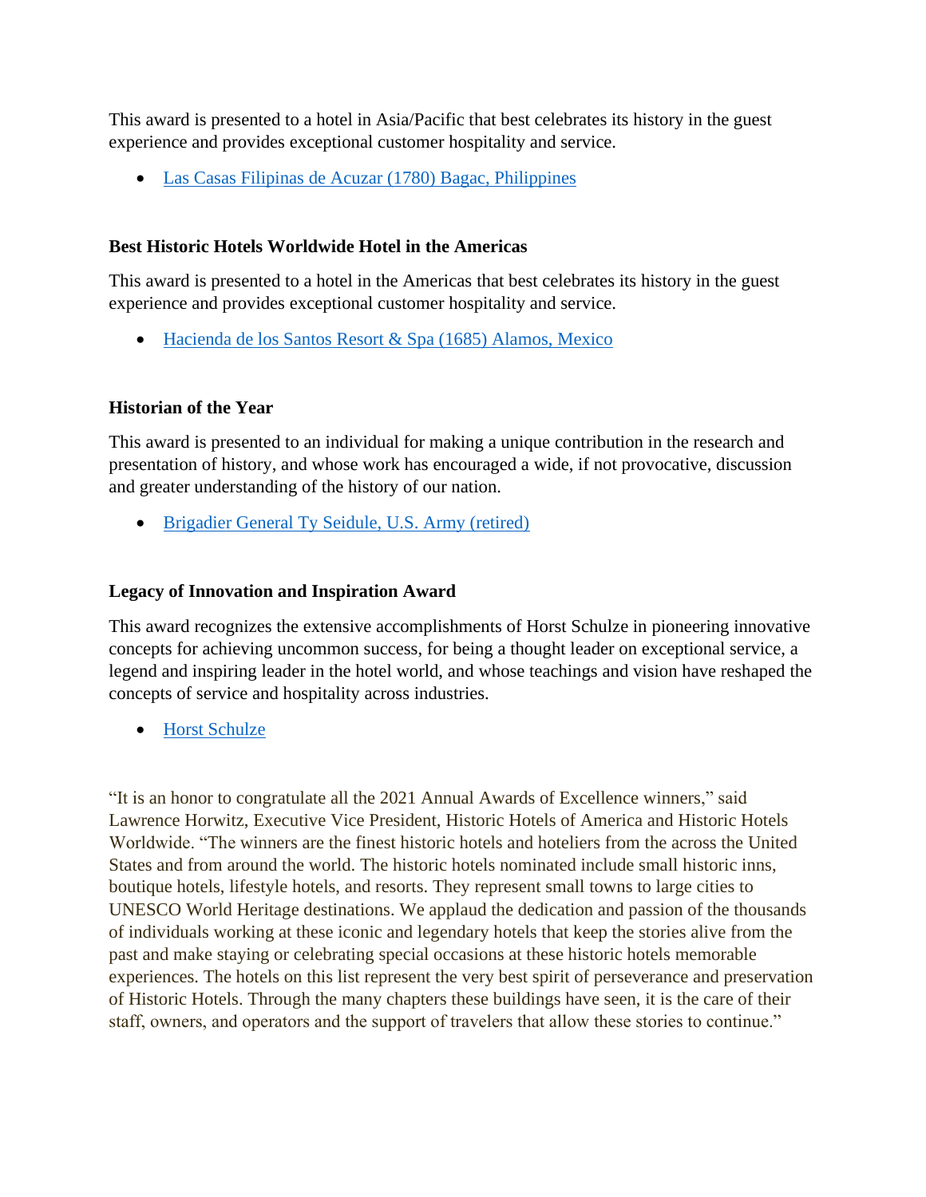This award is presented to a hotel in Asia/Pacific that best celebrates its history in the guest experience and provides exceptional customer hospitality and service.

- Las Casas Filipinas de Acuzar (1780) Bagac, Philippines

**Best Historic Hotels Worldwide Hotel in the Americas**

This award is presented to a hotel in the Americas that best celebrates its history in the guest experience and provides exceptional customer hospitality and service.

- Hacienda de los Santos Resort & Spa (1685) Alamos, Mexico

**Historian of the Year**

This award is presented to an individual for making a unique contribution in the research and presentation of history, and whose work has encouraged a wide, if not provocative, discussion and greater understanding of the history of our nation.

- Brigadier General Ty Seidule, U.S. Army (retired)

**Legacy of Innovation and Inspiration Award**

This award recognizes the extensive accomplishments of Horst Schulze in pioneering innovative concepts for achieving uncommon success, for being a thought leader on exceptional service, a legend and inspiring leader in the hotel world, and whose teachings and vision have reshaped the concepts of service and hospitality across industries.

- Horst Schulze

"It is an honor to congratulate all the 2021 Annual Awards of Excellence winners," said Lawrence Horwitz, Executive Vice President, Historic Hotels of America and Historic Hotels Worldwide. "The winners are the finest historic hotels and hoteliers from the across the United States and from around the world. The historic hotels nominated include small historic inns, boutique hotels, lifestyle hotels, and resorts. They represent small towns to large cities to UNESCO World Heritage destinations. We applaud the dedication and passion of the thousands of individuals working at these iconic and legendary hotels that keep the stories alive from the past and make staying or celebrating special occasions at these historic hotels memorable experiences. The hotels on this list represent the very best spirit of perseverance and preservation of Historic Hotels. Through the many chapters these buildings have seen, it is the care of their staff, owners, and operators and the support of travelers that allow these stories to continue."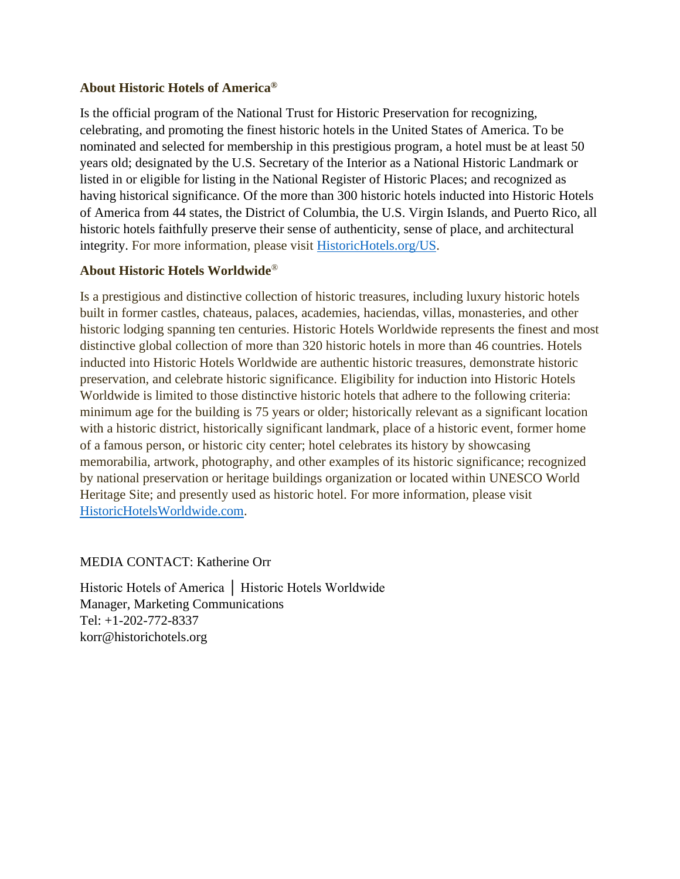**About Historic Hotels of America®**

Is the official program of the National Trust for Historic Preservation for recognizing, celebrating, and promoting the finest historic hotels in the United States of America. To be nominated and selected for membership in this prestigious program, a hotel must be at least 50 years old; designated by the U.S. Secretary of the Interior as a National Historic Landmark or listed in or eligible for listing in the National Register of Historic Places; and recognized as having historical significance. Of the more than 300 historic hotels inducted into Historic Hotels of America from 44 states, the District of Columbia, the U.S. Virgin Islands, and Puerto Rico, all historic hotels faithfully preserve their sense of authenticity, sense of place, and architectural integrity. For more information, please visit [HistoricHotels.org/US](HistoricHotels.org/US).

**About Historic Hotels Worldwide®**

Is a prestigious and distinctive collection of historic treasures, including luxury historic hotels built in former castles, chateaus, palaces, academies, haciendas, villas, monasteries, and other historic lodging spanning ten centuries. Historic Hotels Worldwide represents the finest and most distinctive global collection of more than 320 historic hotels in more than 46 countries. Hotels inducted into Historic Hotels Worldwide are authentic historic treasures, demonstrate historic preservation, and celebrate historic significance. Eligibility for induction into Historic Hotels Worldwide is limited to those distinctive historic hotels that adhere to the following criteria: minimum age for the building is 75 years or older; historically relevant as a significant location with a historic district, historically significant landmark, place of a historic event, former home of a famous person, or historic city center; hotel celebrates its history by showcasing memorabilia, artwork, photography, and other examples of its historic significance; recognized by national preservation or heritage buildings organization or located within UNESCO World Heritage Site; and presently used as historic hotel. For more information, please visit [HistoricHotelsWorldwide.com](HistoricHotelsWorldwide.com).

MEDIA CONTACT: Katherine Orr

Historic Hotels of America │ Historic Hotels Worldwide
Manager, Marketing Communications
Tel: +1-202-772-8337
korr@historichotels.org